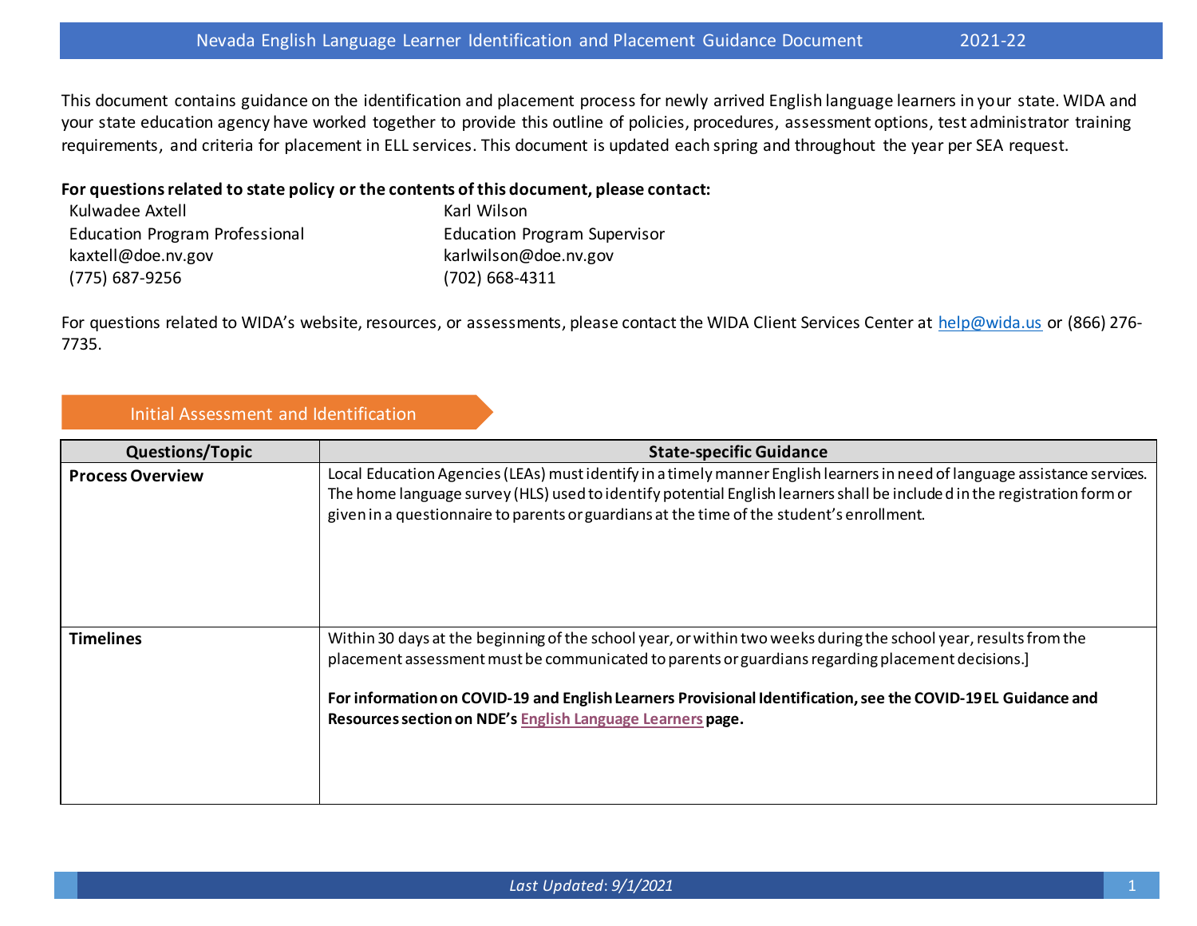# Nevada English Language Learner Identification and Placement Guidance Document 2021-22

This document contains guidance on the identification and placement process for newly arrived English language learners in your state. WIDA and your state education agency have worked together to provide this outline of policies, procedures, assessment options, test administrator training requirements, and criteria for placement in ELL services. This document is updated each spring and throughout the year per SEA request.

**For questions related to state policy or the contents of this document, please contact:**

Kulwadee Axtell
Education Program Professional
kaxtell@doe.nv.gov
(775) 687-9256

Karl Wilson
Education Program Supervisor
karlwilson@doe.nv.gov
(702) 668-4311

For questions related to WIDA's website, resources, or assessments, please contact the WIDA Client Services Center at [help@wida.us](mailto:help@wida.us) or (866) 276-7735.

## Initial Assessment and Identification

| Questions/Topic | State-specific Guidance |
|---|---|
| **Process Overview** | Local Education Agencies (LEAs) must identify in a timely manner English learners in need of language assistance services. The home language survey (HLS) used to identify potential English learners shall be included in the registration form or given in a questionnaire to parents or guardians at the time of the student's enrollment. |
| **Timelines** | Within 30 days at the beginning of the school year, or within two weeks during the school year, results from the placement assessment must be communicated to parents or guardians regarding placement decisions.]<br><br>**For information on COVID-19 and English Learners Provisional Identification, see the COVID-19 EL Guidance and Resources section on NDE's English Language Learners page.** |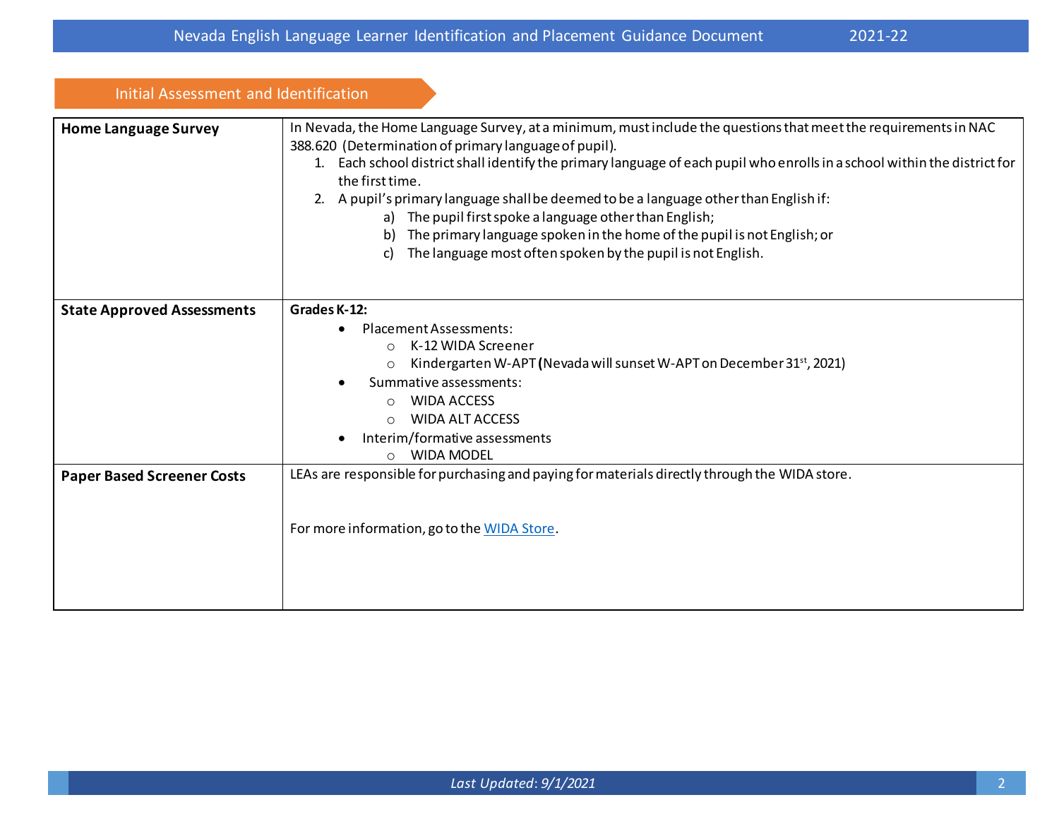## Initial Assessment and Identification

| | |
|---|---|
| **Home Language Survey** | In Nevada, the Home Language Survey, at a minimum, must include the questions that meet the requirements in NAC 388.620 (Determination of primary language of pupil).<br>1. Each school district shall identify the primary language of each pupil who enrolls in a school within the district for the first time.<br>2. A pupil's primary language shall be deemed to be a language other than English if:<br>a) The pupil first spoke a language other than English;<br>b) The primary language spoken in the home of the pupil is not English; or<br>c) The language most often spoken by the pupil is not English. |
| **State Approved Assessments** | **Grades K-12:**<br>• Placement Assessments:<br>○ K-12 WIDA Screener<br>○ Kindergarten W-APT (Nevada will sunset W-APT on December 31st, 2021)<br>• Summative assessments:<br>○ WIDA ACCESS<br>○ WIDA ALT ACCESS<br>• Interim/formative assessments<br>○ WIDA MODEL |
| **Paper Based Screener Costs** | LEAs are responsible for purchasing and paying for materials directly through the WIDA store.<br><br>For more information, go to the WIDA Store. |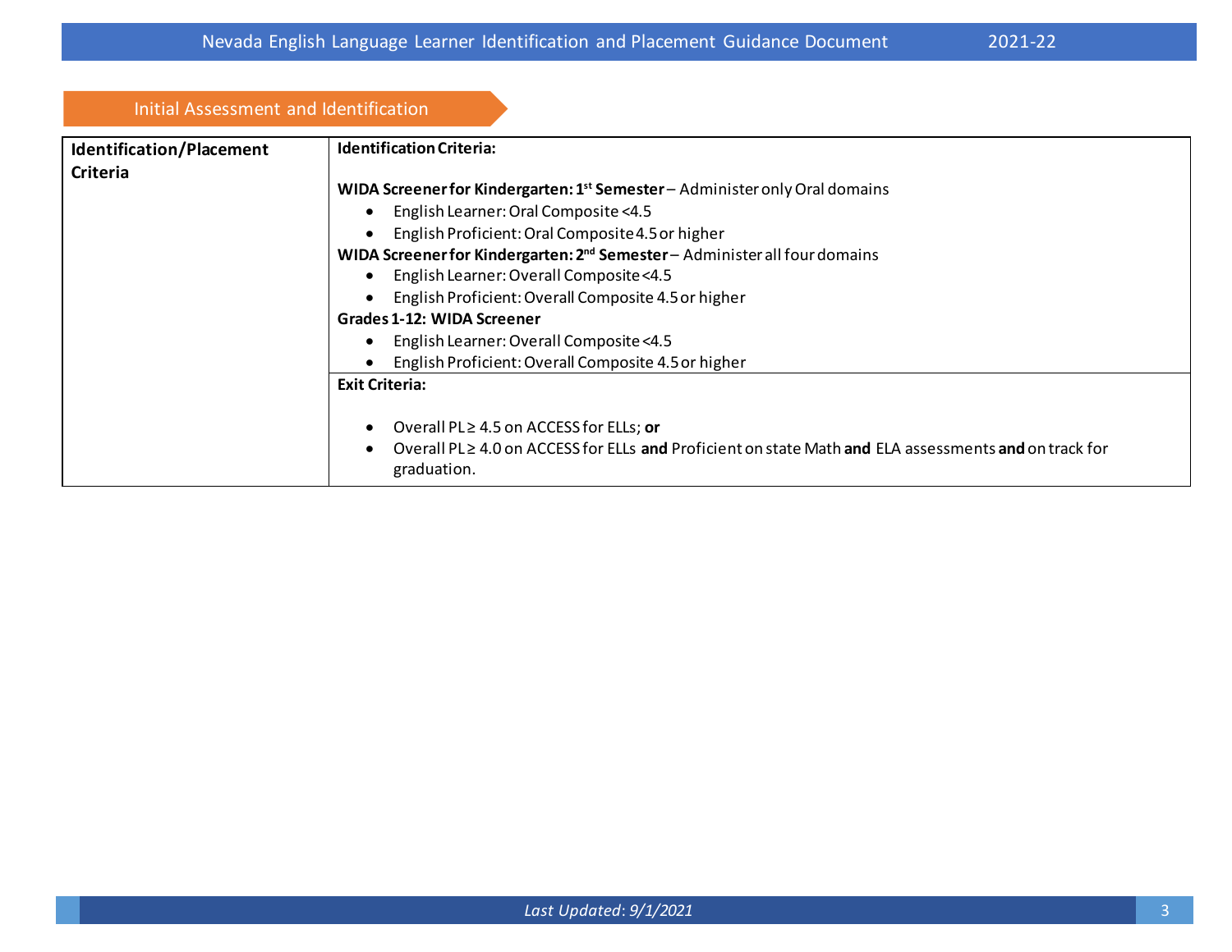## Initial Assessment and Identification

| Identification/Placement Criteria | Identification Criteria: |
|---|---|
| | **WIDA Screener for Kindergarten: 1st Semester** – Administer only Oral domains<br>• English Learner: Oral Composite <4.5<br>• English Proficient: Oral Composite 4.5 or higher<br>**WIDA Screener for Kindergarten: 2nd Semester** – Administer all four domains<br>• English Learner: Overall Composite <4.5<br>• English Proficient: Overall Composite 4.5 or higher<br>**Grades 1-12: WIDA Screener**<br>• English Learner: Overall Composite <4.5<br>• English Proficient: Overall Composite 4.5 or higher |
| | **Exit Criteria:**<br>• Overall PL ≥ 4.5 on ACCESS for ELLs; **or**<br>• Overall PL ≥ 4.0 on ACCESS for ELLs **and** Proficient on state Math **and** ELA assessments **and** on track for graduation. |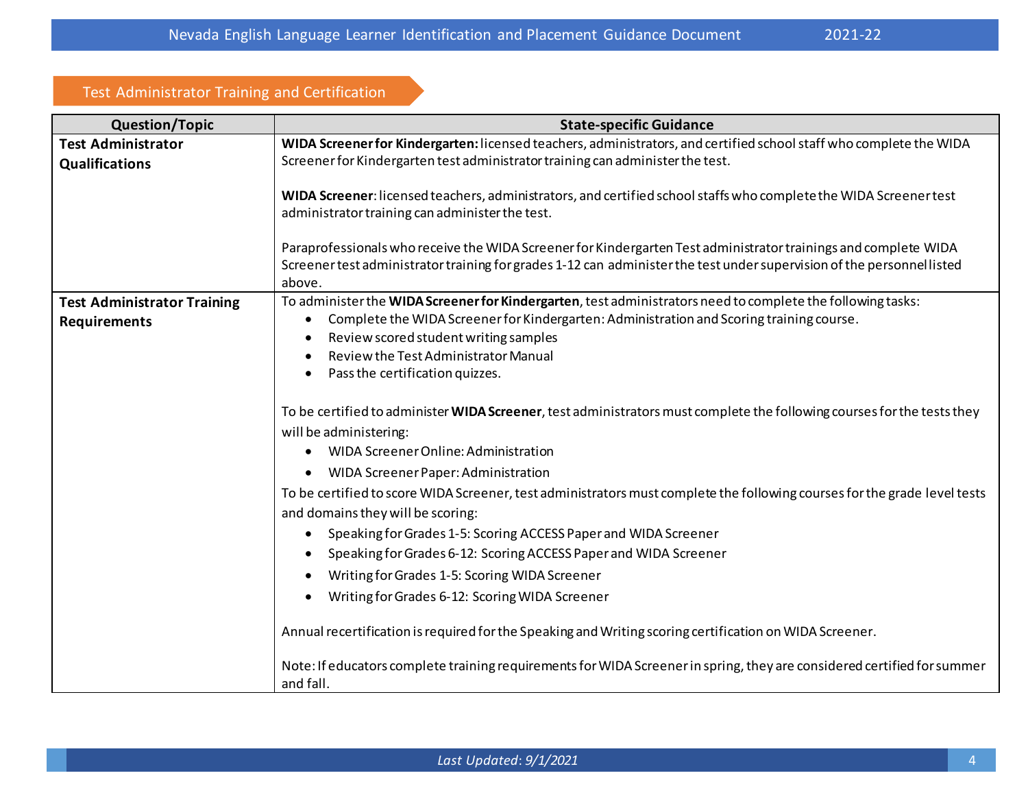## Test Administrator Training and Certification

| Question/Topic | State-specific Guidance |
|---|---|
| **Test Administrator Qualifications** | **WIDA Screener for Kindergarten:** licensed teachers, administrators, and certified school staff who complete the WIDA Screener for Kindergarten test administrator training can administer the test.<br><br>**WIDA Screener**: licensed teachers, administrators, and certified school staffs who complete the WIDA Screener test administrator training can administer the test.<br><br>Paraprofessionals who receive the WIDA Screener for Kindergarten Test administrator trainings and complete WIDA Screener test administrator training for grades 1-12 can administer the test under supervision of the personnel listed above. |
| **Test Administrator Training Requirements** | To administer the **WIDA Screener for Kindergarten**, test administrators need to complete the following tasks:<br>• Complete the WIDA Screener for Kindergarten: Administration and Scoring training course.<br>• Review scored student writing samples<br>• Review the Test Administrator Manual<br>• Pass the certification quizzes.<br><br>To be certified to administer **WIDA Screener**, test administrators must complete the following courses for the tests they will be administering:<br>• WIDA Screener Online: Administration<br>• WIDA Screener Paper: Administration<br>To be certified to score WIDA Screener, test administrators must complete the following courses for the grade level tests and domains they will be scoring:<br>• Speaking for Grades 1-5: Scoring ACCESS Paper and WIDA Screener<br>• Speaking for Grades 6-12: Scoring ACCESS Paper and WIDA Screener<br>• Writing for Grades 1-5: Scoring WIDA Screener<br>• Writing for Grades 6-12: Scoring WIDA Screener<br><br>Annual recertification is required for the Speaking and Writing scoring certification on WIDA Screener.<br><br>Note: If educators complete training requirements for WIDA Screener in spring, they are considered certified for summer and fall. |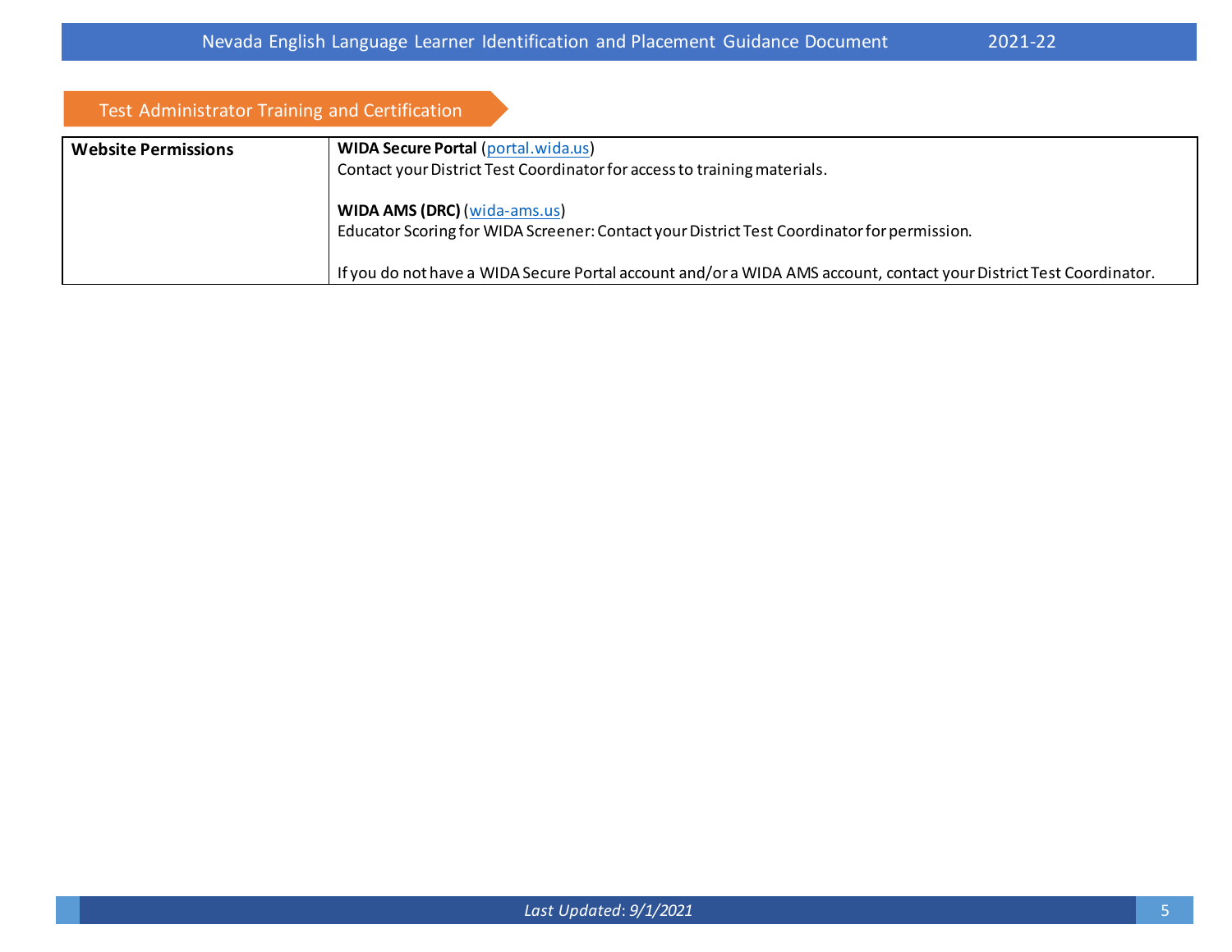## Test Administrator Training and Certification

| Website Permissions | **WIDA Secure Portal** (portal.wida.us)<br>Contact your District Test Coordinator for access to training materials.<br><br>**WIDA AMS (DRC)** (wida-ams.us)<br>Educator Scoring for WIDA Screener: Contact your District Test Coordinator for permission.<br><br>If you do not have a WIDA Secure Portal account and/or a WIDA AMS account, contact your District Test Coordinator. |
|---|---|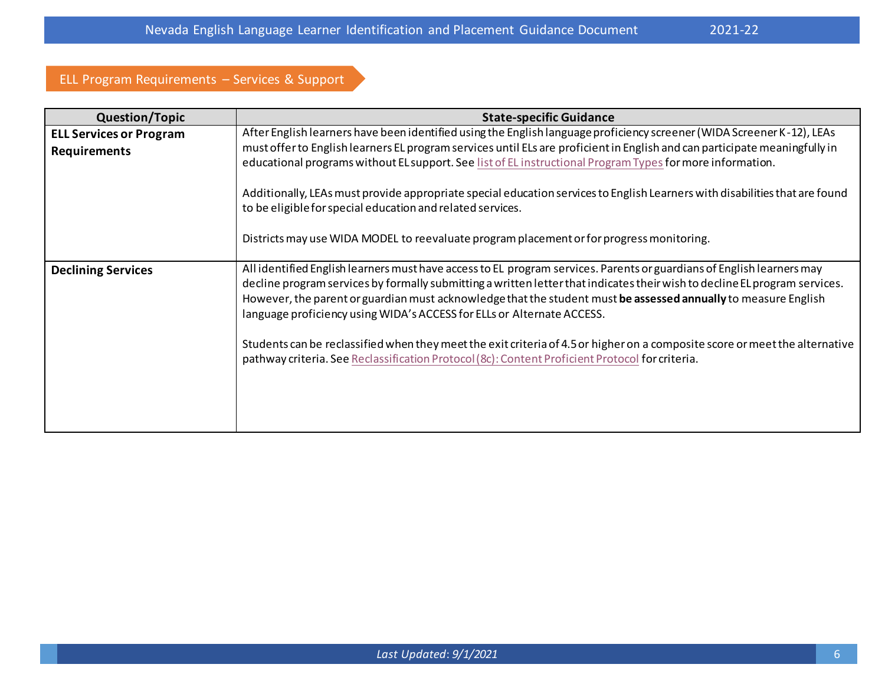## ELL Program Requirements – Services & Support

| Question/Topic | State-specific Guidance |
|---|---|
| **ELL Services or Program Requirements** | After English learners have been identified using the English language proficiency screener (WIDA Screener K-12), LEAs must offer to English learners EL program services until ELs are proficient in English and can participate meaningfully in educational programs without EL support. See list of EL instructional Program Types for more information.<br><br>Additionally, LEAs must provide appropriate special education services to English Learners with disabilities that are found to be eligible for special education and related services.<br><br>Districts may use WIDA MODEL to reevaluate program placement or for progress monitoring. |
| **Declining Services** | All identified English learners must have access to EL program services. Parents or guardians of English learners may decline program services by formally submitting a written letter that indicates their wish to decline EL program services. However, the parent or guardian must acknowledge that the student must **be assessed annually** to measure English language proficiency using WIDA's ACCESS for ELLs or Alternate ACCESS.<br><br>Students can be reclassified when they meet the exit criteria of 4.5 or higher on a composite score or meet the alternative pathway criteria. See Reclassification Protocol (8c): Content Proficient Protocol for criteria. |